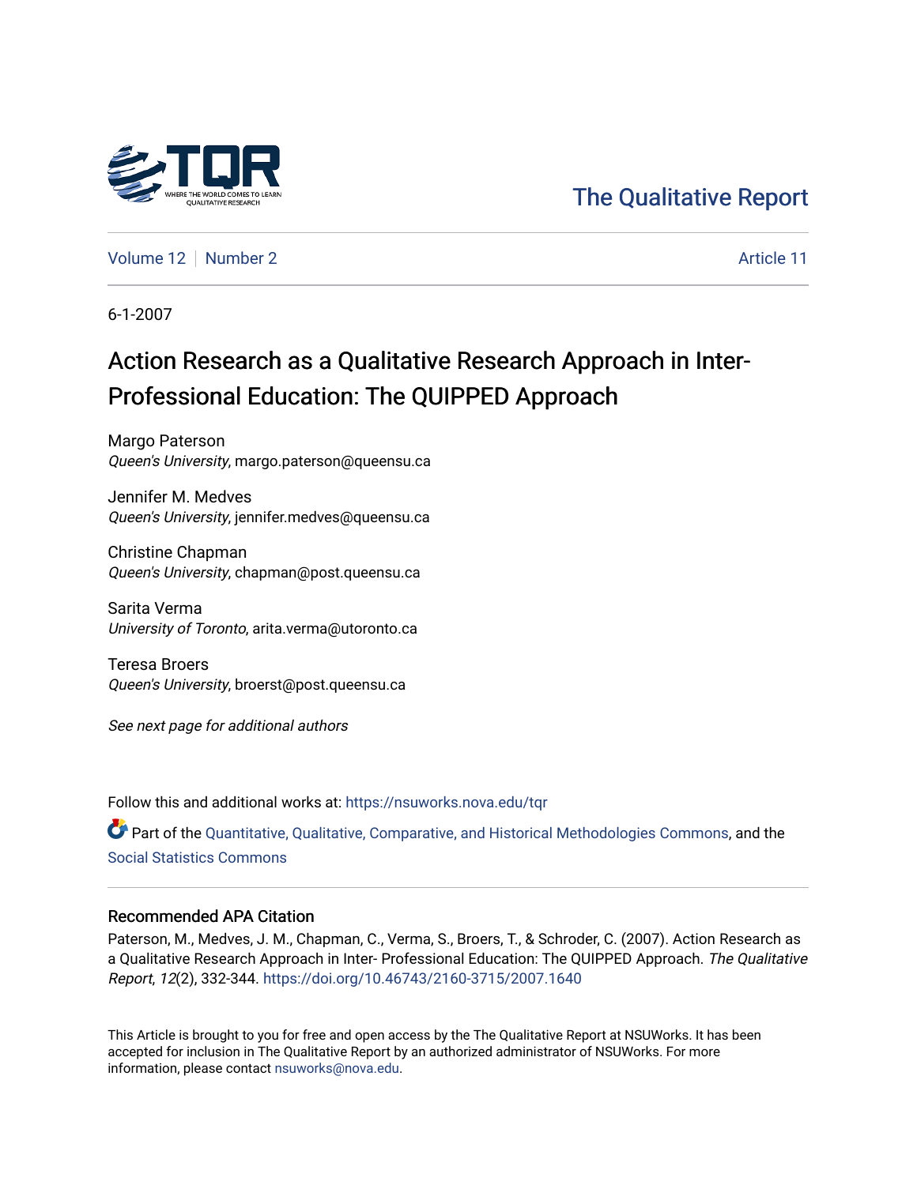The Qualitative Report

Volume 12 | Number 2 | Article 11

6-1-2007

# Action Research as a Qualitative Research Approach in Inter-Professional Education: The QUIPPED Approach

Margo Paterson
*Queen's University*, margo.paterson@queensu.ca

Jennifer M. Medves
*Queen's University*, jennifer.medves@queensu.ca

Christine Chapman
*Queen's University*, chapman@post.queensu.ca

Sarita Verma
*University of Toronto*, arita.verma@utoronto.ca

Teresa Broers
*Queen's University*, broerst@post.queensu.ca

*See next page for additional authors*

Follow this and additional works at: https://nsuworks.nova.edu/tqr

Part of the Quantitative, Qualitative, Comparative, and Historical Methodologies Commons, and the Social Statistics Commons

### Recommended APA Citation

Paterson, M., Medves, J. M., Chapman, C., Verma, S., Broers, T., & Schroder, C. (2007). Action Research as a Qualitative Research Approach in Inter- Professional Education: The QUIPPED Approach. *The Qualitative Report*, *12*(2), 332-344. https://doi.org/10.46743/2160-3715/2007.1640

This Article is brought to you for free and open access by the The Qualitative Report at NSUWorks. It has been accepted for inclusion in The Qualitative Report by an authorized administrator of NSUWorks. For more information, please contact nsuworks@nova.edu.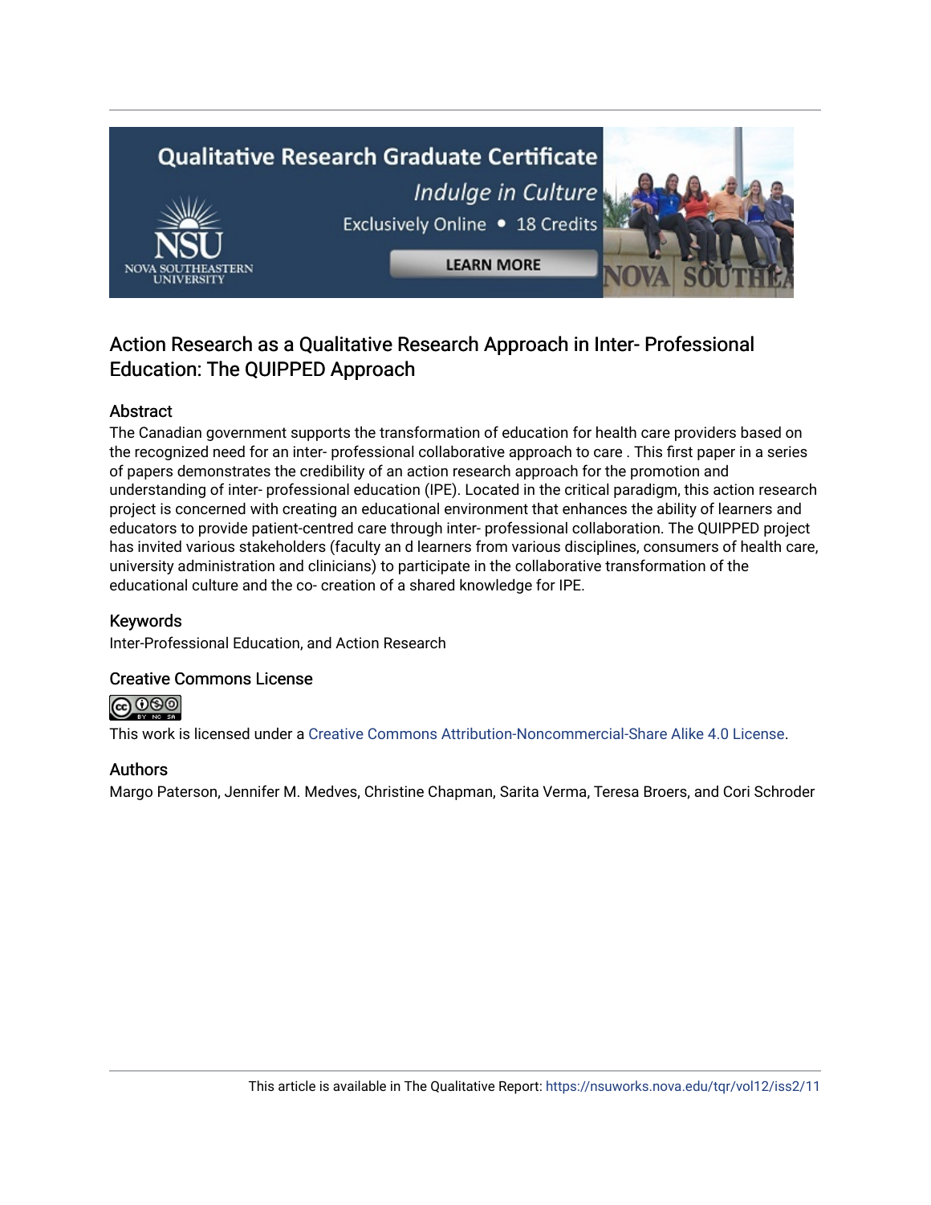# Action Research as a Qualitative Research Approach in Inter- Professional Education: The QUIPPED Approach

## Abstract

The Canadian government supports the transformation of education for health care providers based on the recognized need for an inter- professional collaborative approach to care . This first paper in a series of papers demonstrates the credibility of an action research approach for the promotion and understanding of inter- professional education (IPE). Located in the critical paradigm, this action research project is concerned with creating an educational environment that enhances the ability of learners and educators to provide patient-centred care through inter- professional collaboration. The QUIPPED project has invited various stakeholders (faculty an d learners from various disciplines, consumers of health care, university administration and clinicians) to participate in the collaborative transformation of the educational culture and the co- creation of a shared knowledge for IPE.

## Keywords

Inter-Professional Education, and Action Research

## Creative Commons License

This work is licensed under a Creative Commons Attribution-Noncommercial-Share Alike 4.0 License.

## Authors

Margo Paterson, Jennifer M. Medves, Christine Chapman, Sarita Verma, Teresa Broers, and Cori Schroder

This article is available in The Qualitative Report: https://nsuworks.nova.edu/tqr/vol12/iss2/11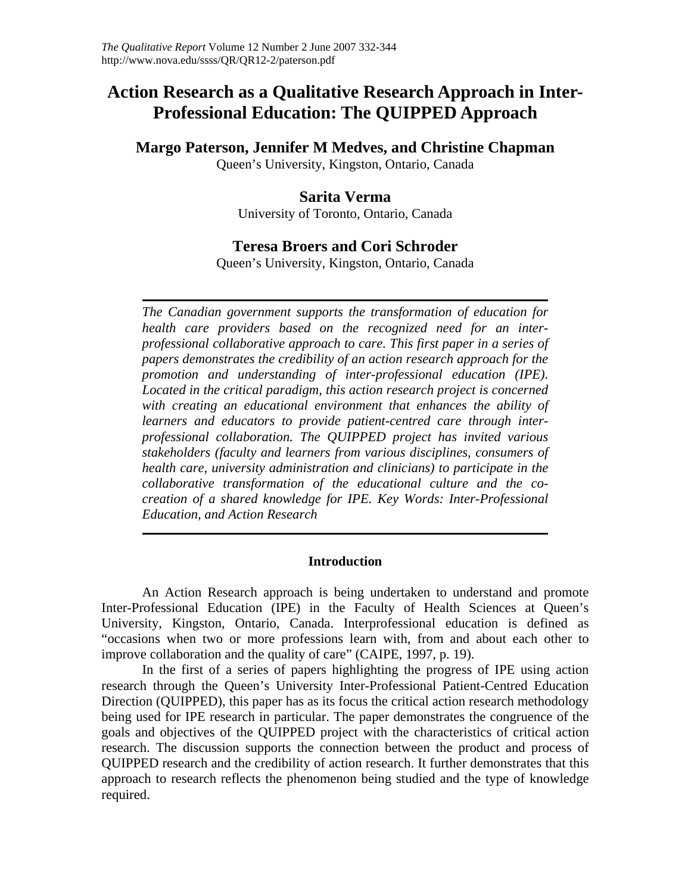# Action Research as a Qualitative Research Approach in Inter-Professional Education: The QUIPPED Approach

**Margo Paterson, Jennifer M Medves, and Christine Chapman**
Queen's University, Kingston, Ontario, Canada

**Sarita Verma**
University of Toronto, Ontario, Canada

**Teresa Broers and Cori Schroder**
Queen's University, Kingston, Ontario, Canada

*The Canadian government supports the transformation of education for health care providers based on the recognized need for an inter-professional collaborative approach to care. This first paper in a series of papers demonstrates the credibility of an action research approach for the promotion and understanding of inter-professional education (IPE). Located in the critical paradigm, this action research project is concerned with creating an educational environment that enhances the ability of learners and educators to provide patient-centred care through inter-professional collaboration. The QUIPPED project has invited various stakeholders (faculty and learners from various disciplines, consumers of health care, university administration and clinicians) to participate in the collaborative transformation of the educational culture and the co-creation of a shared knowledge for IPE. Key Words: Inter-Professional Education, and Action Research*

## Introduction

An Action Research approach is being undertaken to understand and promote Inter-Professional Education (IPE) in the Faculty of Health Sciences at Queen's University, Kingston, Ontario, Canada. Interprofessional education is defined as "occasions when two or more professions learn with, from and about each other to improve collaboration and the quality of care" (CAIPE, 1997, p. 19).

In the first of a series of papers highlighting the progress of IPE using action research through the Queen's University Inter-Professional Patient-Centred Education Direction (QUIPPED), this paper has as its focus the critical action research methodology being used for IPE research in particular. The paper demonstrates the congruence of the goals and objectives of the QUIPPED project with the characteristics of critical action research. The discussion supports the connection between the product and process of QUIPPED research and the credibility of action research. It further demonstrates that this approach to research reflects the phenomenon being studied and the type of knowledge required.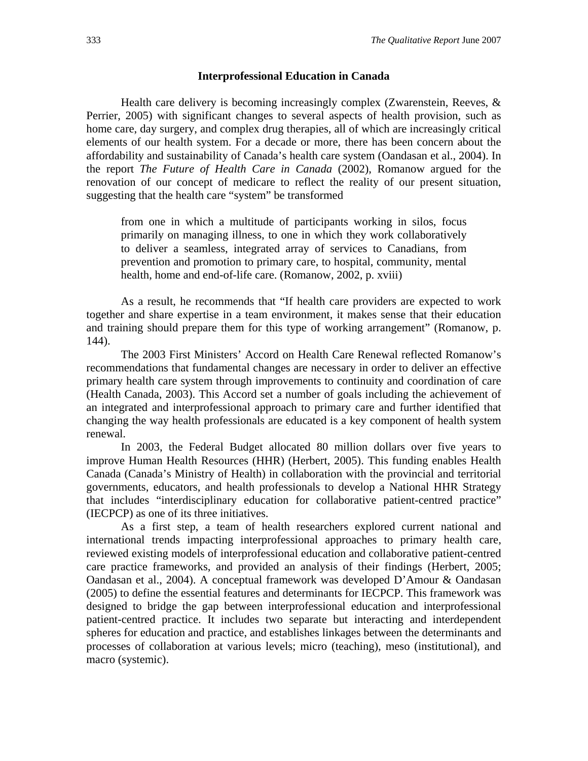## Interprofessional Education in Canada

Health care delivery is becoming increasingly complex (Zwarenstein, Reeves, & Perrier, 2005) with significant changes to several aspects of health provision, such as home care, day surgery, and complex drug therapies, all of which are increasingly critical elements of our health system. For a decade or more, there has been concern about the affordability and sustainability of Canada's health care system (Oandasan et al., 2004). In the report *The Future of Health Care in Canada* (2002), Romanow argued for the renovation of our concept of medicare to reflect the reality of our present situation, suggesting that the health care "system" be transformed

> from one in which a multitude of participants working in silos, focus primarily on managing illness, to one in which they work collaboratively to deliver a seamless, integrated array of services to Canadians, from prevention and promotion to primary care, to hospital, community, mental health, home and end-of-life care. (Romanow, 2002, p. xviii)

As a result, he recommends that "If health care providers are expected to work together and share expertise in a team environment, it makes sense that their education and training should prepare them for this type of working arrangement" (Romanow, p. 144).

The 2003 First Ministers' Accord on Health Care Renewal reflected Romanow's recommendations that fundamental changes are necessary in order to deliver an effective primary health care system through improvements to continuity and coordination of care (Health Canada, 2003). This Accord set a number of goals including the achievement of an integrated and interprofessional approach to primary care and further identified that changing the way health professionals are educated is a key component of health system renewal.

In 2003, the Federal Budget allocated 80 million dollars over five years to improve Human Health Resources (HHR) (Herbert, 2005). This funding enables Health Canada (Canada's Ministry of Health) in collaboration with the provincial and territorial governments, educators, and health professionals to develop a National HHR Strategy that includes "interdisciplinary education for collaborative patient-centred practice" (IECPCP) as one of its three initiatives.

As a first step, a team of health researchers explored current national and international trends impacting interprofessional approaches to primary health care, reviewed existing models of interprofessional education and collaborative patient-centred care practice frameworks, and provided an analysis of their findings (Herbert, 2005; Oandasan et al., 2004). A conceptual framework was developed D'Amour & Oandasan (2005) to define the essential features and determinants for IECPCP. This framework was designed to bridge the gap between interprofessional education and interprofessional patient-centred practice. It includes two separate but interacting and interdependent spheres for education and practice, and establishes linkages between the determinants and processes of collaboration at various levels; micro (teaching), meso (institutional), and macro (systemic).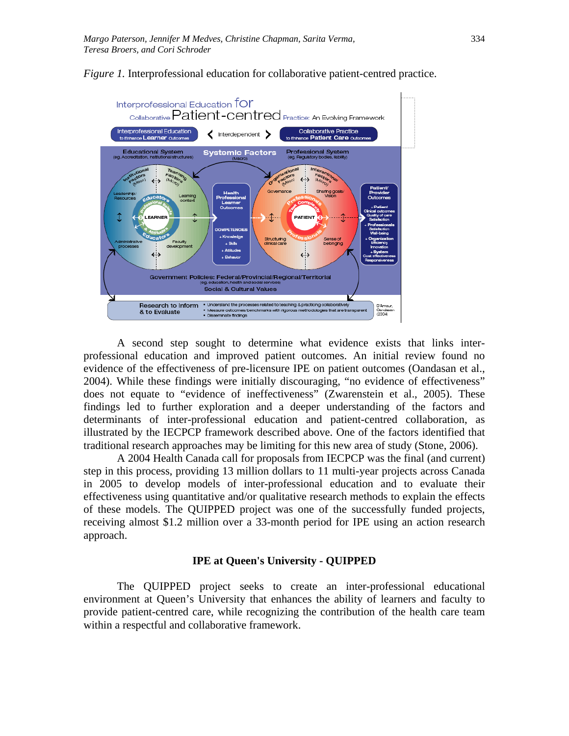*Figure 1.* Interprofessional education for collaborative patient-centred practice.

A second step sought to determine what evidence exists that links inter-professional education and improved patient outcomes. An initial review found no evidence of the effectiveness of pre-licensure IPE on patient outcomes (Oandasan et al., 2004). While these findings were initially discouraging, “no evidence of effectiveness” does not equate to “evidence of ineffectiveness” (Zwarenstein et al., 2005). These findings led to further exploration and a deeper understanding of the factors and determinants of inter-professional education and patient-centred collaboration, as illustrated by the IECPCP framework described above. One of the factors identified that traditional research approaches may be limiting for this new area of study (Stone, 2006).

A 2004 Health Canada call for proposals from IECPCP was the final (and current) step in this process, providing 13 million dollars to 11 multi-year projects across Canada in 2005 to develop models of inter-professional education and to evaluate their effectiveness using quantitative and/or qualitative research methods to explain the effects of these models. The QUIPPED project was one of the successfully funded projects, receiving almost $1.2 million over a 33-month period for IPE using an action research approach.

## IPE at Queen's University - QUIPPED

The QUIPPED project seeks to create an inter-professional educational environment at Queen’s University that enhances the ability of learners and faculty to provide patient-centred care, while recognizing the contribution of the health care team within a respectful and collaborative framework.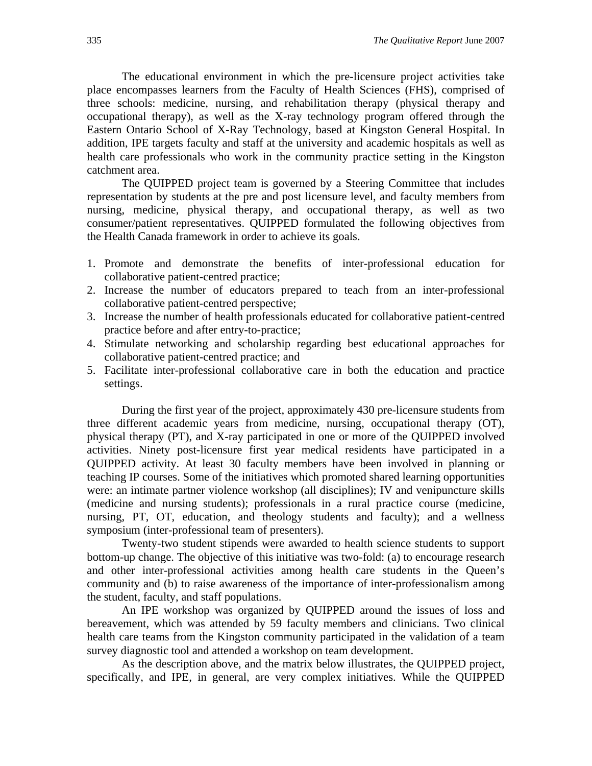The educational environment in which the pre-licensure project activities take place encompasses learners from the Faculty of Health Sciences (FHS), comprised of three schools: medicine, nursing, and rehabilitation therapy (physical therapy and occupational therapy), as well as the X-ray technology program offered through the Eastern Ontario School of X-Ray Technology, based at Kingston General Hospital. In addition, IPE targets faculty and staff at the university and academic hospitals as well as health care professionals who work in the community practice setting in the Kingston catchment area.

The QUIPPED project team is governed by a Steering Committee that includes representation by students at the pre and post licensure level, and faculty members from nursing, medicine, physical therapy, and occupational therapy, as well as two consumer/patient representatives. QUIPPED formulated the following objectives from the Health Canada framework in order to achieve its goals.

1. Promote and demonstrate the benefits of inter-professional education for collaborative patient-centred practice;
2. Increase the number of educators prepared to teach from an inter-professional collaborative patient-centred perspective;
3. Increase the number of health professionals educated for collaborative patient-centred practice before and after entry-to-practice;
4. Stimulate networking and scholarship regarding best educational approaches for collaborative patient-centred practice; and
5. Facilitate inter-professional collaborative care in both the education and practice settings.

During the first year of the project, approximately 430 pre-licensure students from three different academic years from medicine, nursing, occupational therapy (OT), physical therapy (PT), and X-ray participated in one or more of the QUIPPED involved activities. Ninety post-licensure first year medical residents have participated in a QUIPPED activity. At least 30 faculty members have been involved in planning or teaching IP courses. Some of the initiatives which promoted shared learning opportunities were: an intimate partner violence workshop (all disciplines); IV and venipuncture skills (medicine and nursing students); professionals in a rural practice course (medicine, nursing, PT, OT, education, and theology students and faculty); and a wellness symposium (inter-professional team of presenters).

Twenty-two student stipends were awarded to health science students to support bottom-up change. The objective of this initiative was two-fold: (a) to encourage research and other inter-professional activities among health care students in the Queen's community and (b) to raise awareness of the importance of inter-professionalism among the student, faculty, and staff populations.

An IPE workshop was organized by QUIPPED around the issues of loss and bereavement, which was attended by 59 faculty members and clinicians. Two clinical health care teams from the Kingston community participated in the validation of a team survey diagnostic tool and attended a workshop on team development.

As the description above, and the matrix below illustrates, the QUIPPED project, specifically, and IPE, in general, are very complex initiatives. While the QUIPPED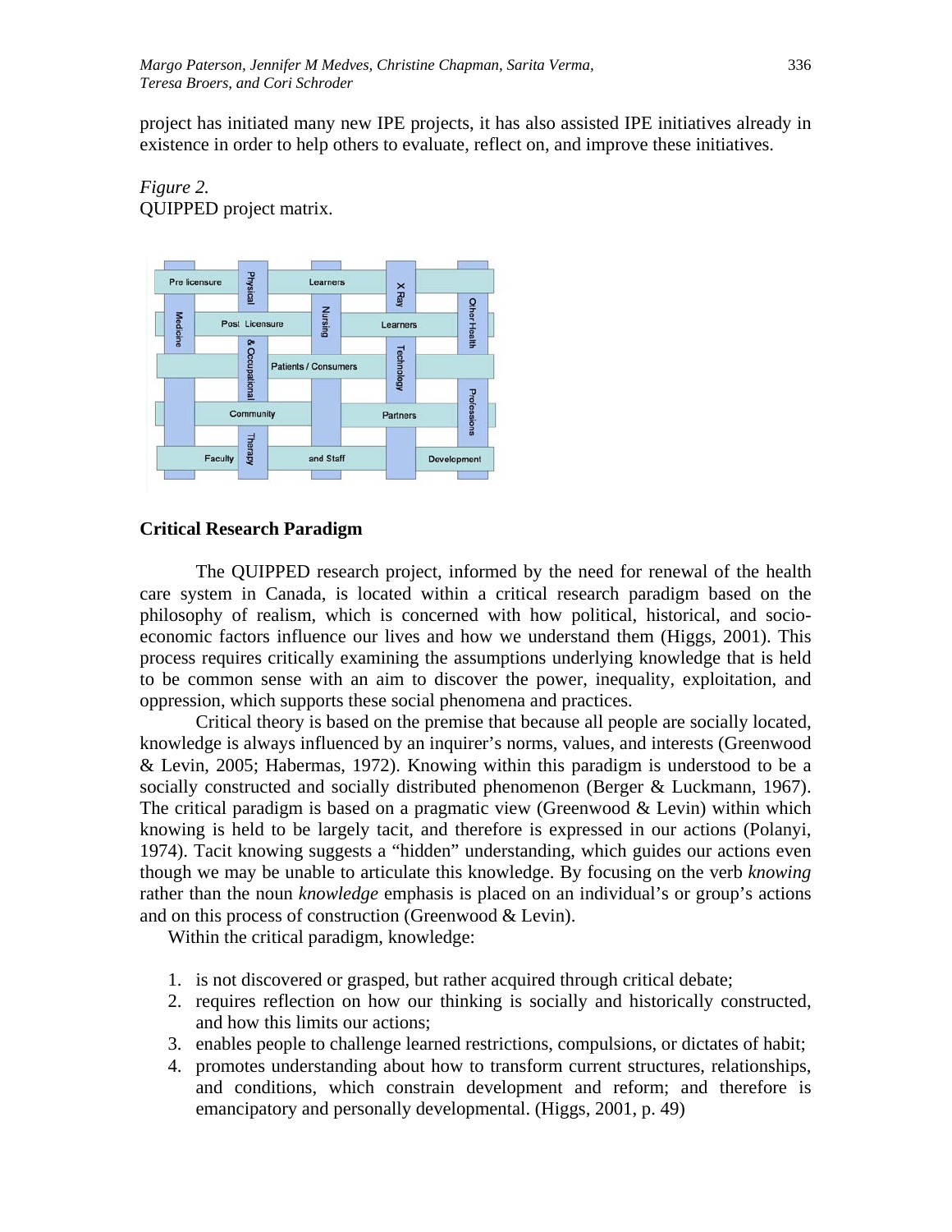project has initiated many new IPE projects, it has also assisted IPE initiatives already in existence in order to help others to evaluate, reflect on, and improve these initiatives.

*Figure 2.*
QUIPPED project matrix.

## Critical Research Paradigm

The QUIPPED research project, informed by the need for renewal of the health care system in Canada, is located within a critical research paradigm based on the philosophy of realism, which is concerned with how political, historical, and socio-economic factors influence our lives and how we understand them (Higgs, 2001). This process requires critically examining the assumptions underlying knowledge that is held to be common sense with an aim to discover the power, inequality, exploitation, and oppression, which supports these social phenomena and practices.

Critical theory is based on the premise that because all people are socially located, knowledge is always influenced by an inquirer's norms, values, and interests (Greenwood & Levin, 2005; Habermas, 1972). Knowing within this paradigm is understood to be a socially constructed and socially distributed phenomenon (Berger & Luckmann, 1967). The critical paradigm is based on a pragmatic view (Greenwood & Levin) within which knowing is held to be largely tacit, and therefore is expressed in our actions (Polanyi, 1974). Tacit knowing suggests a "hidden" understanding, which guides our actions even though we may be unable to articulate this knowledge. By focusing on the verb *knowing* rather than the noun *knowledge* emphasis is placed on an individual's or group's actions and on this process of construction (Greenwood & Levin).

Within the critical paradigm, knowledge:

1. is not discovered or grasped, but rather acquired through critical debate;
2. requires reflection on how our thinking is socially and historically constructed, and how this limits our actions;
3. enables people to challenge learned restrictions, compulsions, or dictates of habit;
4. promotes understanding about how to transform current structures, relationships, and conditions, which constrain development and reform; and therefore is emancipatory and personally developmental. (Higgs, 2001, p. 49)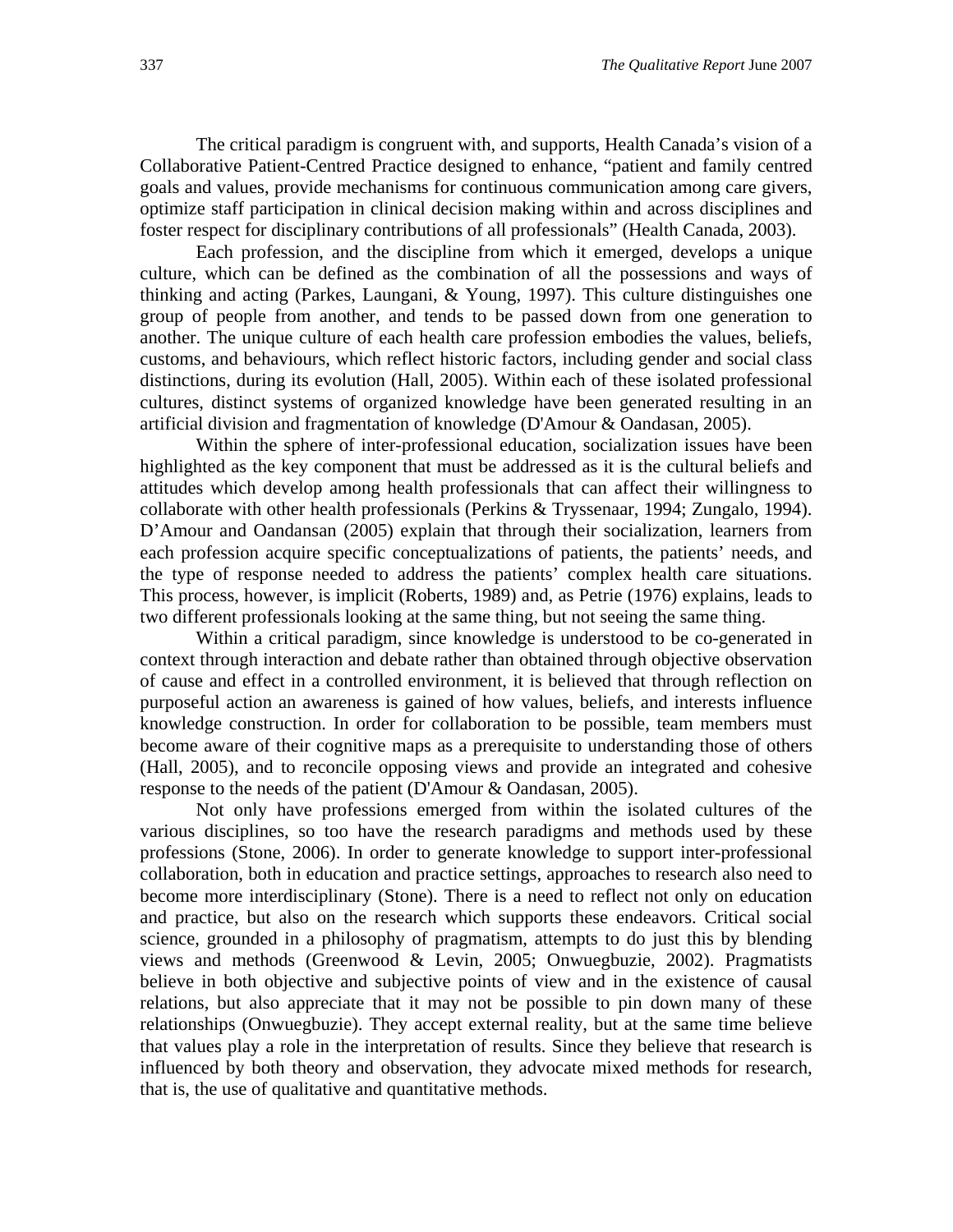The critical paradigm is congruent with, and supports, Health Canada's vision of a Collaborative Patient-Centred Practice designed to enhance, "patient and family centred goals and values, provide mechanisms for continuous communication among care givers, optimize staff participation in clinical decision making within and across disciplines and foster respect for disciplinary contributions of all professionals" (Health Canada, 2003).

Each profession, and the discipline from which it emerged, develops a unique culture, which can be defined as the combination of all the possessions and ways of thinking and acting (Parkes, Laungani, & Young, 1997). This culture distinguishes one group of people from another, and tends to be passed down from one generation to another. The unique culture of each health care profession embodies the values, beliefs, customs, and behaviours, which reflect historic factors, including gender and social class distinctions, during its evolution (Hall, 2005). Within each of these isolated professional cultures, distinct systems of organized knowledge have been generated resulting in an artificial division and fragmentation of knowledge (D'Amour & Oandasan, 2005).

Within the sphere of inter-professional education, socialization issues have been highlighted as the key component that must be addressed as it is the cultural beliefs and attitudes which develop among health professionals that can affect their willingness to collaborate with other health professionals (Perkins & Tryssenaar, 1994; Zungalo, 1994). D'Amour and Oandansan (2005) explain that through their socialization, learners from each profession acquire specific conceptualizations of patients, the patients' needs, and the type of response needed to address the patients' complex health care situations. This process, however, is implicit (Roberts, 1989) and, as Petrie (1976) explains, leads to two different professionals looking at the same thing, but not seeing the same thing.

Within a critical paradigm, since knowledge is understood to be co-generated in context through interaction and debate rather than obtained through objective observation of cause and effect in a controlled environment, it is believed that through reflection on purposeful action an awareness is gained of how values, beliefs, and interests influence knowledge construction. In order for collaboration to be possible, team members must become aware of their cognitive maps as a prerequisite to understanding those of others (Hall, 2005), and to reconcile opposing views and provide an integrated and cohesive response to the needs of the patient (D'Amour & Oandasan, 2005).

Not only have professions emerged from within the isolated cultures of the various disciplines, so too have the research paradigms and methods used by these professions (Stone, 2006). In order to generate knowledge to support inter-professional collaboration, both in education and practice settings, approaches to research also need to become more interdisciplinary (Stone). There is a need to reflect not only on education and practice, but also on the research which supports these endeavors. Critical social science, grounded in a philosophy of pragmatism, attempts to do just this by blending views and methods (Greenwood & Levin, 2005; Onwuegbuzie, 2002). Pragmatists believe in both objective and subjective points of view and in the existence of causal relations, but also appreciate that it may not be possible to pin down many of these relationships (Onwuegbuzie). They accept external reality, but at the same time believe that values play a role in the interpretation of results. Since they believe that research is influenced by both theory and observation, they advocate mixed methods for research, that is, the use of qualitative and quantitative methods.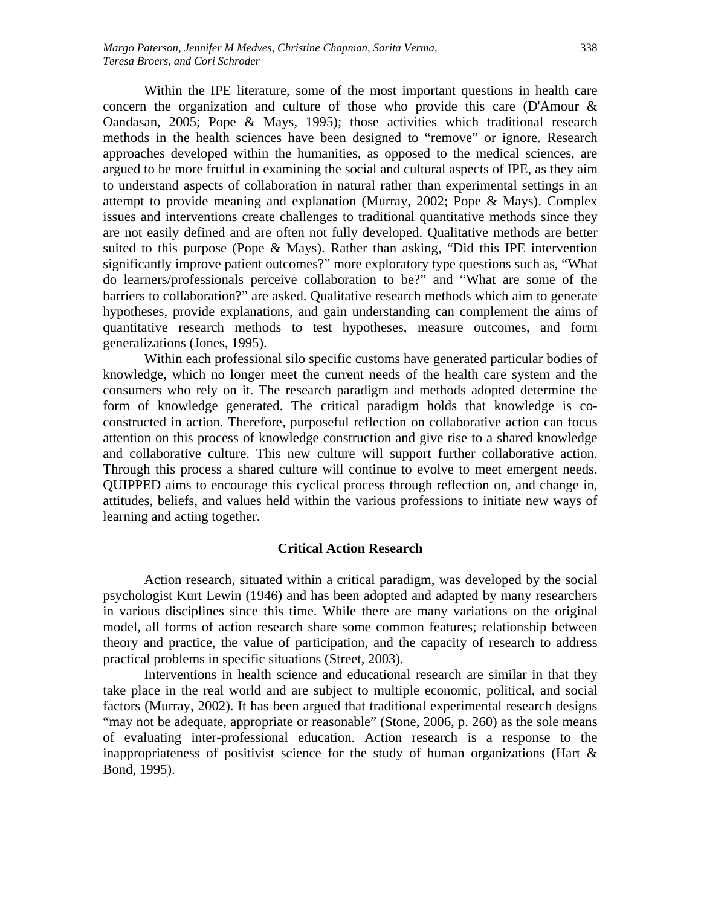Within the IPE literature, some of the most important questions in health care concern the organization and culture of those who provide this care (D'Amour & Oandasan, 2005; Pope & Mays, 1995); those activities which traditional research methods in the health sciences have been designed to "remove" or ignore. Research approaches developed within the humanities, as opposed to the medical sciences, are argued to be more fruitful in examining the social and cultural aspects of IPE, as they aim to understand aspects of collaboration in natural rather than experimental settings in an attempt to provide meaning and explanation (Murray, 2002; Pope & Mays). Complex issues and interventions create challenges to traditional quantitative methods since they are not easily defined and are often not fully developed. Qualitative methods are better suited to this purpose (Pope & Mays). Rather than asking, "Did this IPE intervention significantly improve patient outcomes?" more exploratory type questions such as, "What do learners/professionals perceive collaboration to be?" and "What are some of the barriers to collaboration?" are asked. Qualitative research methods which aim to generate hypotheses, provide explanations, and gain understanding can complement the aims of quantitative research methods to test hypotheses, measure outcomes, and form generalizations (Jones, 1995).

Within each professional silo specific customs have generated particular bodies of knowledge, which no longer meet the current needs of the health care system and the consumers who rely on it. The research paradigm and methods adopted determine the form of knowledge generated. The critical paradigm holds that knowledge is co-constructed in action. Therefore, purposeful reflection on collaborative action can focus attention on this process of knowledge construction and give rise to a shared knowledge and collaborative culture. This new culture will support further collaborative action. Through this process a shared culture will continue to evolve to meet emergent needs. QUIPPED aims to encourage this cyclical process through reflection on, and change in, attitudes, beliefs, and values held within the various professions to initiate new ways of learning and acting together.

## Critical Action Research

Action research, situated within a critical paradigm, was developed by the social psychologist Kurt Lewin (1946) and has been adopted and adapted by many researchers in various disciplines since this time. While there are many variations on the original model, all forms of action research share some common features; relationship between theory and practice, the value of participation, and the capacity of research to address practical problems in specific situations (Street, 2003).

Interventions in health science and educational research are similar in that they take place in the real world and are subject to multiple economic, political, and social factors (Murray, 2002). It has been argued that traditional experimental research designs "may not be adequate, appropriate or reasonable" (Stone, 2006, p. 260) as the sole means of evaluating inter-professional education. Action research is a response to the inappropriateness of positivist science for the study of human organizations (Hart & Bond, 1995).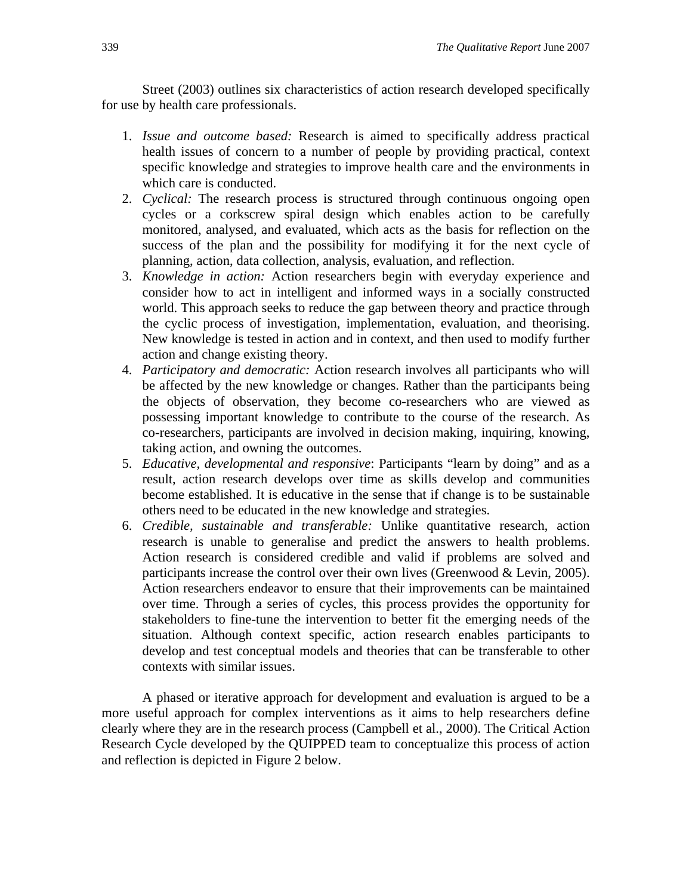Street (2003) outlines six characteristics of action research developed specifically for use by health care professionals.

1. *Issue and outcome based:* Research is aimed to specifically address practical health issues of concern to a number of people by providing practical, context specific knowledge and strategies to improve health care and the environments in which care is conducted.
2. *Cyclical:* The research process is structured through continuous ongoing open cycles or a corkscrew spiral design which enables action to be carefully monitored, analysed, and evaluated, which acts as the basis for reflection on the success of the plan and the possibility for modifying it for the next cycle of planning, action, data collection, analysis, evaluation, and reflection.
3. *Knowledge in action:* Action researchers begin with everyday experience and consider how to act in intelligent and informed ways in a socially constructed world. This approach seeks to reduce the gap between theory and practice through the cyclic process of investigation, implementation, evaluation, and theorising. New knowledge is tested in action and in context, and then used to modify further action and change existing theory.
4. *Participatory and democratic:* Action research involves all participants who will be affected by the new knowledge or changes. Rather than the participants being the objects of observation, they become co-researchers who are viewed as possessing important knowledge to contribute to the course of the research. As co-researchers, participants are involved in decision making, inquiring, knowing, taking action, and owning the outcomes.
5. *Educative, developmental and responsive*: Participants "learn by doing" and as a result, action research develops over time as skills develop and communities become established. It is educative in the sense that if change is to be sustainable others need to be educated in the new knowledge and strategies.
6. *Credible, sustainable and transferable:* Unlike quantitative research, action research is unable to generalise and predict the answers to health problems. Action research is considered credible and valid if problems are solved and participants increase the control over their own lives (Greenwood & Levin, 2005). Action researchers endeavor to ensure that their improvements can be maintained over time. Through a series of cycles, this process provides the opportunity for stakeholders to fine-tune the intervention to better fit the emerging needs of the situation. Although context specific, action research enables participants to develop and test conceptual models and theories that can be transferable to other contexts with similar issues.

A phased or iterative approach for development and evaluation is argued to be a more useful approach for complex interventions as it aims to help researchers define clearly where they are in the research process (Campbell et al., 2000). The Critical Action Research Cycle developed by the QUIPPED team to conceptualize this process of action and reflection is depicted in Figure 2 below.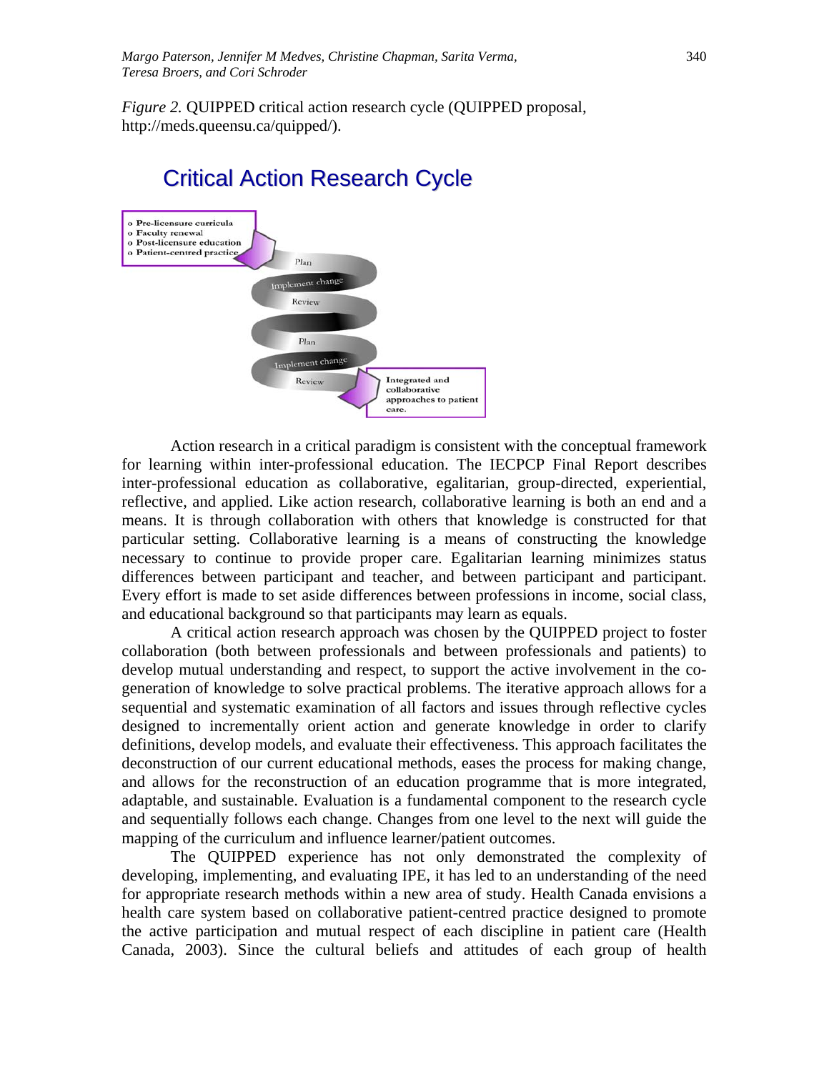*Figure 2.* QUIPPED critical action research cycle (QUIPPED proposal, http://meds.queensu.ca/quipped/).

## Critical Action Research Cycle

- Pre-licensure curricula
- Faculty renewal
- Post-licensure education
- Patient-centred practice

Plan

Implement change

Review

Plan

Implement change

Review

Integrated and collaborative approaches to patient care.

Action research in a critical paradigm is consistent with the conceptual framework for learning within inter-professional education. The IECPCP Final Report describes inter-professional education as collaborative, egalitarian, group-directed, experiential, reflective, and applied. Like action research, collaborative learning is both an end and a means. It is through collaboration with others that knowledge is constructed for that particular setting. Collaborative learning is a means of constructing the knowledge necessary to continue to provide proper care. Egalitarian learning minimizes status differences between participant and teacher, and between participant and participant. Every effort is made to set aside differences between professions in income, social class, and educational background so that participants may learn as equals.

A critical action research approach was chosen by the QUIPPED project to foster collaboration (both between professionals and between professionals and patients) to develop mutual understanding and respect, to support the active involvement in the co-generation of knowledge to solve practical problems. The iterative approach allows for a sequential and systematic examination of all factors and issues through reflective cycles designed to incrementally orient action and generate knowledge in order to clarify definitions, develop models, and evaluate their effectiveness. This approach facilitates the deconstruction of our current educational methods, eases the process for making change, and allows for the reconstruction of an education programme that is more integrated, adaptable, and sustainable. Evaluation is a fundamental component to the research cycle and sequentially follows each change. Changes from one level to the next will guide the mapping of the curriculum and influence learner/patient outcomes.

The QUIPPED experience has not only demonstrated the complexity of developing, implementing, and evaluating IPE, it has led to an understanding of the need for appropriate research methods within a new area of study. Health Canada envisions a health care system based on collaborative patient-centred practice designed to promote the active participation and mutual respect of each discipline in patient care (Health Canada, 2003). Since the cultural beliefs and attitudes of each group of health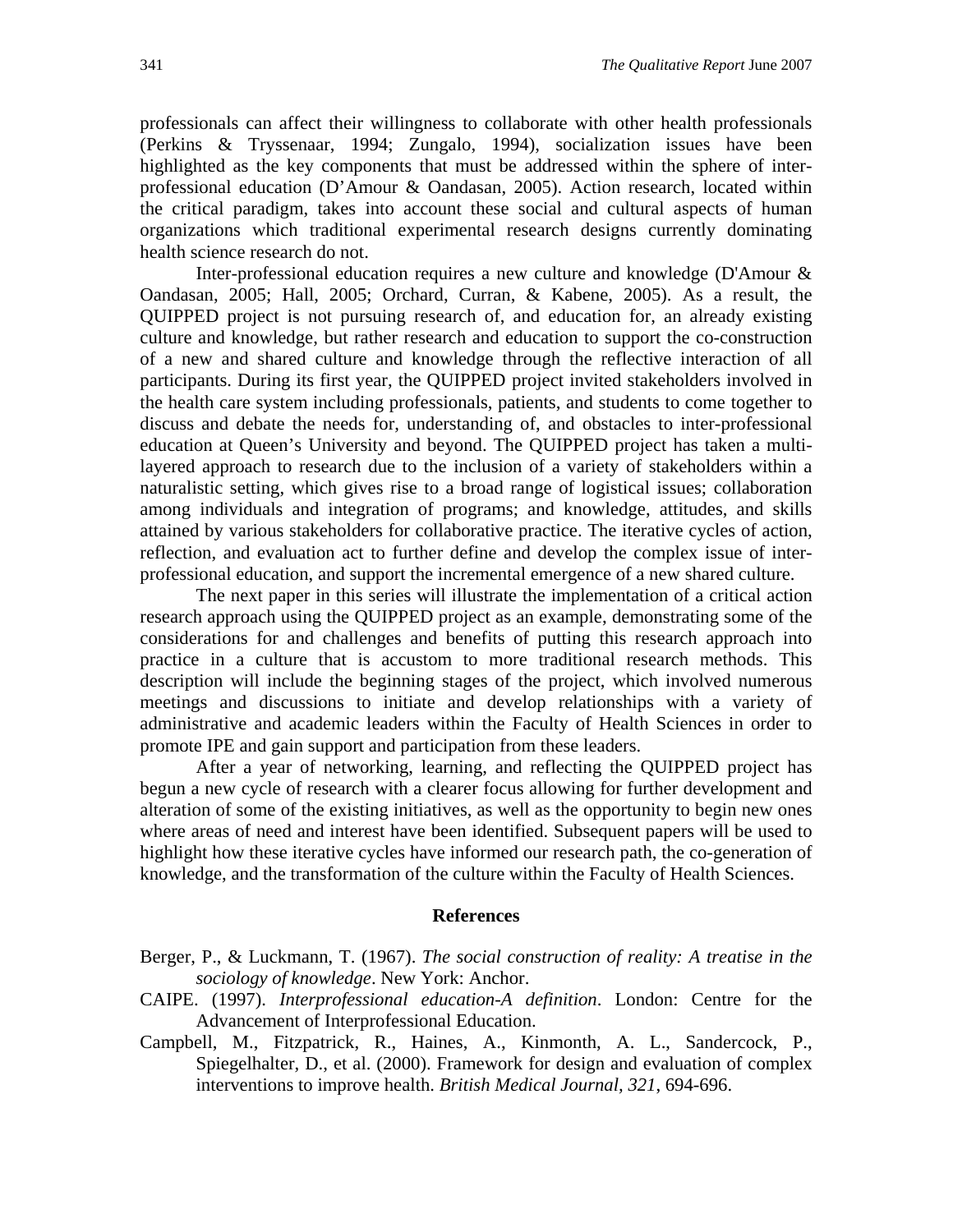professionals can affect their willingness to collaborate with other health professionals (Perkins & Tryssenaar, 1994; Zungalo, 1994), socialization issues have been highlighted as the key components that must be addressed within the sphere of inter-professional education (D'Amour & Oandasan, 2005). Action research, located within the critical paradigm, takes into account these social and cultural aspects of human organizations which traditional experimental research designs currently dominating health science research do not.

Inter-professional education requires a new culture and knowledge (D'Amour & Oandasan, 2005; Hall, 2005; Orchard, Curran, & Kabene, 2005). As a result, the QUIPPED project is not pursuing research of, and education for, an already existing culture and knowledge, but rather research and education to support the co-construction of a new and shared culture and knowledge through the reflective interaction of all participants. During its first year, the QUIPPED project invited stakeholders involved in the health care system including professionals, patients, and students to come together to discuss and debate the needs for, understanding of, and obstacles to inter-professional education at Queen's University and beyond. The QUIPPED project has taken a multi-layered approach to research due to the inclusion of a variety of stakeholders within a naturalistic setting, which gives rise to a broad range of logistical issues; collaboration among individuals and integration of programs; and knowledge, attitudes, and skills attained by various stakeholders for collaborative practice. The iterative cycles of action, reflection, and evaluation act to further define and develop the complex issue of inter-professional education, and support the incremental emergence of a new shared culture.

The next paper in this series will illustrate the implementation of a critical action research approach using the QUIPPED project as an example, demonstrating some of the considerations for and challenges and benefits of putting this research approach into practice in a culture that is accustom to more traditional research methods. This description will include the beginning stages of the project, which involved numerous meetings and discussions to initiate and develop relationships with a variety of administrative and academic leaders within the Faculty of Health Sciences in order to promote IPE and gain support and participation from these leaders.

After a year of networking, learning, and reflecting the QUIPPED project has begun a new cycle of research with a clearer focus allowing for further development and alteration of some of the existing initiatives, as well as the opportunity to begin new ones where areas of need and interest have been identified. Subsequent papers will be used to highlight how these iterative cycles have informed our research path, the co-generation of knowledge, and the transformation of the culture within the Faculty of Health Sciences.

## References

Berger, P., & Luckmann, T. (1967). *The social construction of reality: A treatise in the sociology of knowledge*. New York: Anchor.

CAIPE. (1997). *Interprofessional education-A definition*. London: Centre for the Advancement of Interprofessional Education.

Campbell, M., Fitzpatrick, R., Haines, A., Kinmonth, A. L., Sandercock, P., Spiegelhalter, D., et al. (2000). Framework for design and evaluation of complex interventions to improve health. *British Medical Journal, 321*, 694-696.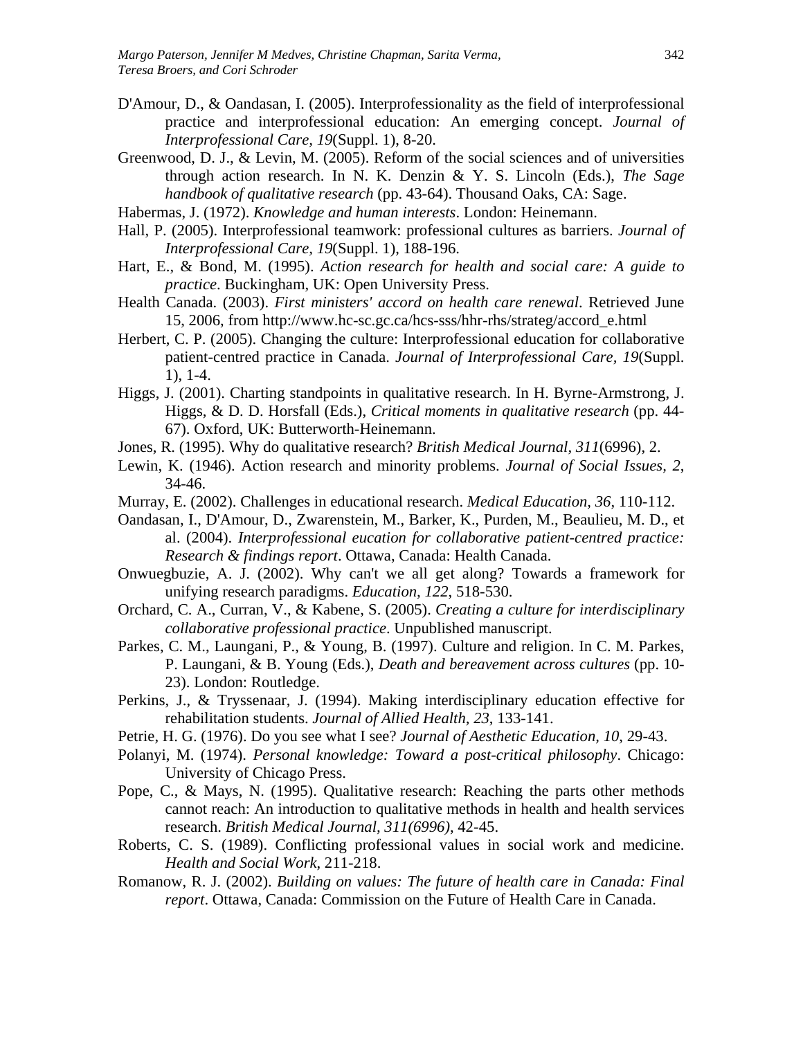D'Amour, D., & Oandasan, I. (2005). Interprofessionality as the field of interprofessional practice and interprofessional education: An emerging concept. *Journal of Interprofessional Care, 19*(Suppl. 1), 8-20.

Greenwood, D. J., & Levin, M. (2005). Reform of the social sciences and of universities through action research. In N. K. Denzin & Y. S. Lincoln (Eds.), *The Sage handbook of qualitative research* (pp. 43-64). Thousand Oaks, CA: Sage.

Habermas, J. (1972). *Knowledge and human interests*. London: Heinemann.

Hall, P. (2005). Interprofessional teamwork: professional cultures as barriers. *Journal of Interprofessional Care, 19*(Suppl. 1), 188-196.

Hart, E., & Bond, M. (1995). *Action research for health and social care: A guide to practice*. Buckingham, UK: Open University Press.

Health Canada. (2003). *First ministers' accord on health care renewal*. Retrieved June 15, 2006, from http://www.hc-sc.gc.ca/hcs-sss/hhr-rhs/strateg/accord_e.html

Herbert, C. P. (2005). Changing the culture: Interprofessional education for collaborative patient-centred practice in Canada. *Journal of Interprofessional Care, 19*(Suppl. 1), 1-4.

Higgs, J. (2001). Charting standpoints in qualitative research. In H. Byrne-Armstrong, J. Higgs, & D. D. Horsfall (Eds.), *Critical moments in qualitative research* (pp. 44-67). Oxford, UK: Butterworth-Heinemann.

Jones, R. (1995). Why do qualitative research? *British Medical Journal, 311*(6996), 2.

Lewin, K. (1946). Action research and minority problems. *Journal of Social Issues, 2*, 34-46.

Murray, E. (2002). Challenges in educational research. *Medical Education, 36*, 110-112.

Oandasan, I., D'Amour, D., Zwarenstein, M., Barker, K., Purden, M., Beaulieu, M. D., et al. (2004). *Interprofessional eucation for collaborative patient-centred practice: Research & findings report*. Ottawa, Canada: Health Canada.

Onwuegbuzie, A. J. (2002). Why can't we all get along? Towards a framework for unifying research paradigms. *Education, 122*, 518-530.

Orchard, C. A., Curran, V., & Kabene, S. (2005). *Creating a culture for interdisciplinary collaborative professional practice*. Unpublished manuscript.

Parkes, C. M., Laungani, P., & Young, B. (1997). Culture and religion. In C. M. Parkes, P. Laungani, & B. Young (Eds.), *Death and bereavement across cultures* (pp. 10-23). London: Routledge.

Perkins, J., & Tryssenaar, J. (1994). Making interdisciplinary education effective for rehabilitation students. *Journal of Allied Health, 23*, 133-141.

Petrie, H. G. (1976). Do you see what I see? *Journal of Aesthetic Education, 10*, 29-43.

Polanyi, M. (1974). *Personal knowledge: Toward a post-critical philosophy*. Chicago: University of Chicago Press.

Pope, C., & Mays, N. (1995). Qualitative research: Reaching the parts other methods cannot reach: An introduction to qualitative methods in health and health services research. *British Medical Journal, 311(6996)*, 42-45.

Roberts, C. S. (1989). Conflicting professional values in social work and medicine. *Health and Social Work*, 211-218.

Romanow, R. J. (2002). *Building on values: The future of health care in Canada: Final report*. Ottawa, Canada: Commission on the Future of Health Care in Canada.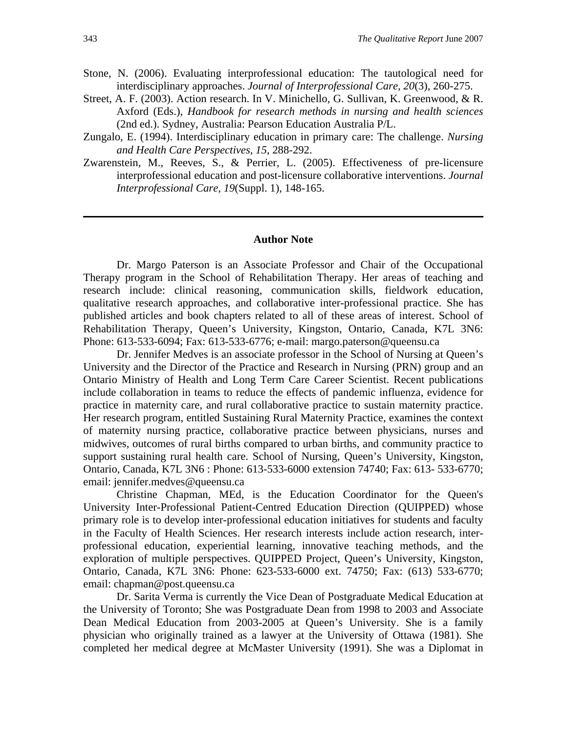Stone, N. (2006). Evaluating interprofessional education: The tautological need for interdisciplinary approaches. *Journal of Interprofessional Care, 20*(3), 260-275.

Street, A. F. (2003). Action research. In V. Minichello, G. Sullivan, K. Greenwood, & R. Axford (Eds.), *Handbook for research methods in nursing and health sciences* (2nd ed.). Sydney, Australia: Pearson Education Australia P/L.

Zungalo, E. (1994). Interdisciplinary education in primary care: The challenge. *Nursing and Health Care Perspectives, 15*, 288-292.

Zwarenstein, M., Reeves, S., & Perrier, L. (2005). Effectiveness of pre-licensure interprofessional education and post-licensure collaborative interventions. *Journal Interprofessional Care, 19*(Suppl. 1), 148-165.

---

## Author Note

Dr. Margo Paterson is an Associate Professor and Chair of the Occupational Therapy program in the School of Rehabilitation Therapy. Her areas of teaching and research include: clinical reasoning, communication skills, fieldwork education, qualitative research approaches, and collaborative inter-professional practice. She has published articles and book chapters related to all of these areas of interest. School of Rehabilitation Therapy, Queen's University, Kingston, Ontario, Canada, K7L 3N6: Phone: 613-533-6094; Fax: 613-533-6776; e-mail: margo.paterson@queensu.ca

Dr. Jennifer Medves is an associate professor in the School of Nursing at Queen's University and the Director of the Practice and Research in Nursing (PRN) group and an Ontario Ministry of Health and Long Term Care Career Scientist. Recent publications include collaboration in teams to reduce the effects of pandemic influenza, evidence for practice in maternity care, and rural collaborative practice to sustain maternity practice. Her research program, entitled Sustaining Rural Maternity Practice, examines the context of maternity nursing practice, collaborative practice between physicians, nurses and midwives, outcomes of rural births compared to urban births, and community practice to support sustaining rural health care. School of Nursing, Queen's University, Kingston, Ontario, Canada, K7L 3N6 : Phone: 613-533-6000 extension 74740; Fax: 613- 533-6770; email: jennifer.medves@queensu.ca

Christine Chapman, MEd, is the Education Coordinator for the Queen's University Inter-Professional Patient-Centred Education Direction (QUIPPED) whose primary role is to develop inter-professional education initiatives for students and faculty in the Faculty of Health Sciences. Her research interests include action research, inter-professional education, experiential learning, innovative teaching methods, and the exploration of multiple perspectives. QUIPPED Project, Queen's University, Kingston, Ontario, Canada, K7L 3N6: Phone: 623-533-6000 ext. 74750; Fax: (613) 533-6770; email: chapman@post.queensu.ca

Dr. Sarita Verma is currently the Vice Dean of Postgraduate Medical Education at the University of Toronto; She was Postgraduate Dean from 1998 to 2003 and Associate Dean Medical Education from 2003-2005 at Queen's University. She is a family physician who originally trained as a lawyer at the University of Ottawa (1981). She completed her medical degree at McMaster University (1991). She was a Diplomat in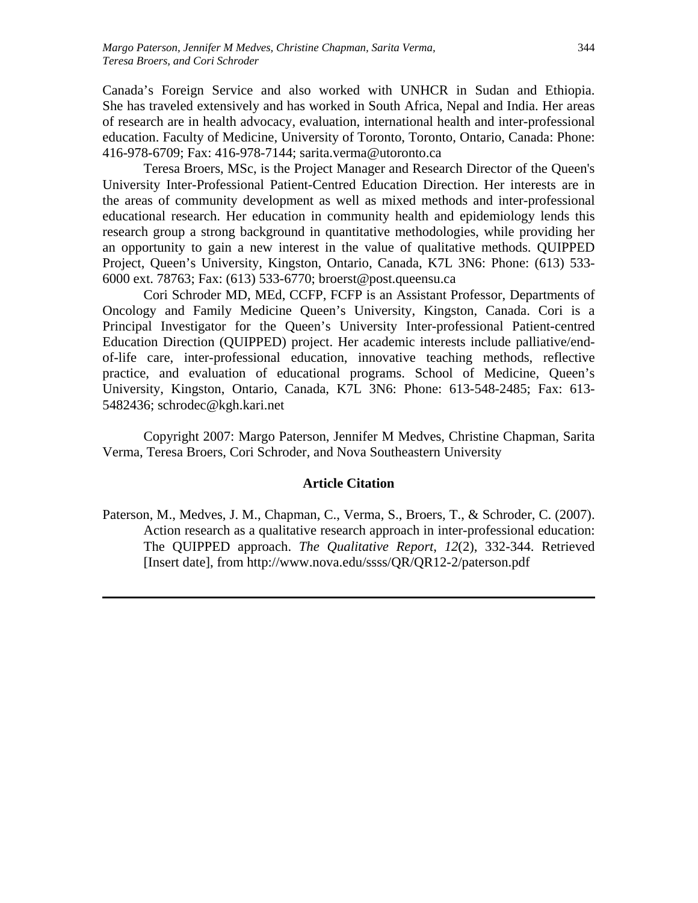Canada's Foreign Service and also worked with UNHCR in Sudan and Ethiopia. She has traveled extensively and has worked in South Africa, Nepal and India. Her areas of research are in health advocacy, evaluation, international health and inter-professional education. Faculty of Medicine, University of Toronto, Toronto, Ontario, Canada: Phone: 416-978-6709; Fax: 416-978-7144; sarita.verma@utoronto.ca

Teresa Broers, MSc, is the Project Manager and Research Director of the Queen's University Inter-Professional Patient-Centred Education Direction. Her interests are in the areas of community development as well as mixed methods and inter-professional educational research. Her education in community health and epidemiology lends this research group a strong background in quantitative methodologies, while providing her an opportunity to gain a new interest in the value of qualitative methods. QUIPPED Project, Queen's University, Kingston, Ontario, Canada, K7L 3N6: Phone: (613) 533-6000 ext. 78763; Fax: (613) 533-6770; broerst@post.queensu.ca

Cori Schroder MD, MEd, CCFP, FCFP is an Assistant Professor, Departments of Oncology and Family Medicine Queen's University, Kingston, Canada. Cori is a Principal Investigator for the Queen's University Inter-professional Patient-centred Education Direction (QUIPPED) project. Her academic interests include palliative/end-of-life care, inter-professional education, innovative teaching methods, reflective practice, and evaluation of educational programs. School of Medicine, Queen's University, Kingston, Ontario, Canada, K7L 3N6: Phone: 613-548-2485; Fax: 613-5482436; schrodec@kgh.kari.net

Copyright 2007: Margo Paterson, Jennifer M Medves, Christine Chapman, Sarita Verma, Teresa Broers, Cori Schroder, and Nova Southeastern University

### Article Citation

Paterson, M., Medves, J. M., Chapman, C., Verma, S., Broers, T., & Schroder, C. (2007). Action research as a qualitative research approach in inter-professional education: The QUIPPED approach. *The Qualitative Report, 12*(2), 332-344. Retrieved [Insert date], from http://www.nova.edu/ssss/QR/QR12-2/paterson.pdf